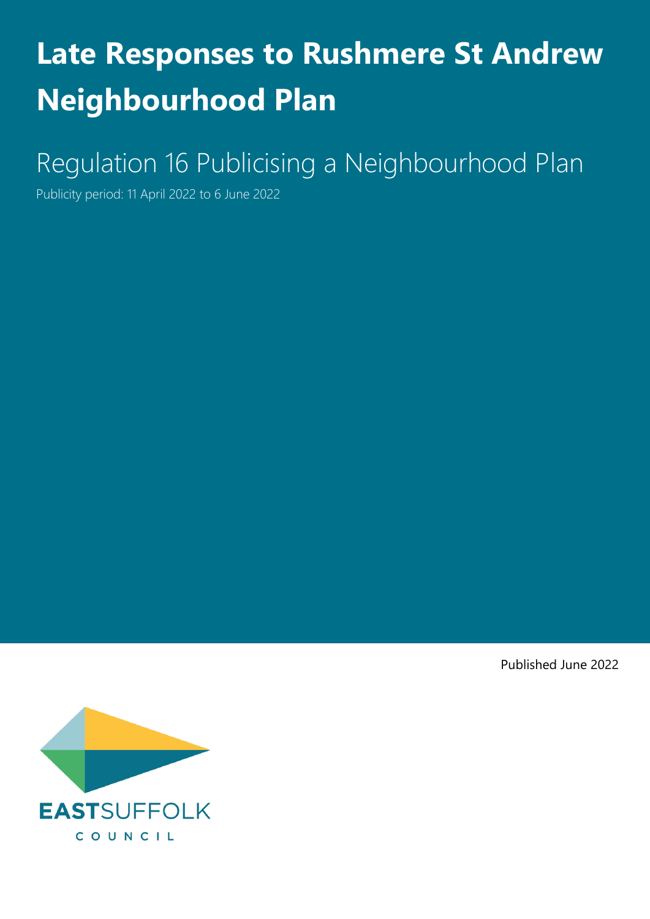# Late Responses to Rushmere St Andrew Neighbourhood Plan

## Regulation 16 Publicising a Neighbourhood Plan

Publicity period: 11 April 2022 to 6 June 2022

Published June 2022

EASTSUFFOLK
COUNCIL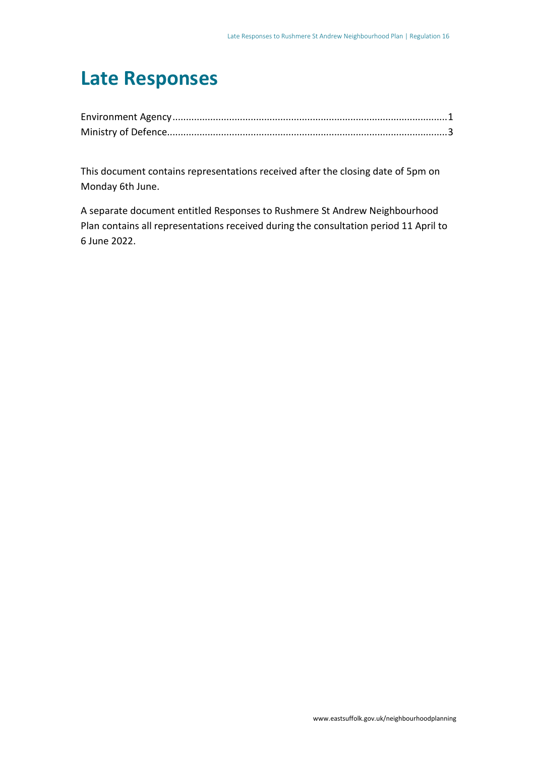# Late Responses

Environment Agency....................................................................................................1
Ministry of Defence......................................................................................................3

This document contains representations received after the closing date of 5pm on Monday 6th June.

A separate document entitled Responses to Rushmere St Andrew Neighbourhood Plan contains all representations received during the consultation period 11 April to 6 June 2022.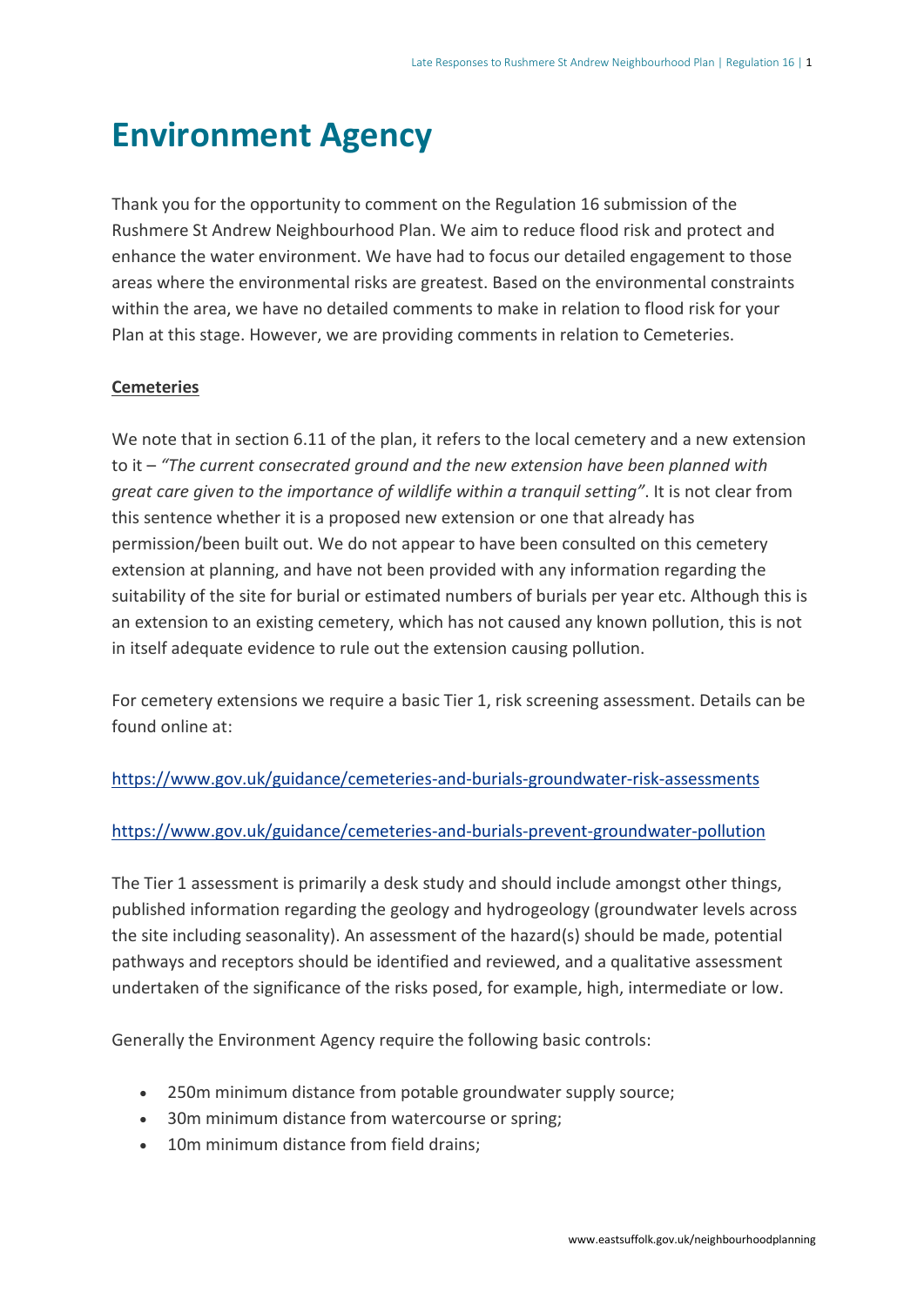# Environment Agency

Thank you for the opportunity to comment on the Regulation 16 submission of the Rushmere St Andrew Neighbourhood Plan. We aim to reduce flood risk and protect and enhance the water environment. We have had to focus our detailed engagement to those areas where the environmental risks are greatest. Based on the environmental constraints within the area, we have no detailed comments to make in relation to flood risk for your Plan at this stage. However, we are providing comments in relation to Cemeteries.

**Cemeteries**

We note that in section 6.11 of the plan, it refers to the local cemetery and a new extension to it – *"The current consecrated ground and the new extension have been planned with great care given to the importance of wildlife within a tranquil setting"*. It is not clear from this sentence whether it is a proposed new extension or one that already has permission/been built out. We do not appear to have been consulted on this cemetery extension at planning, and have not been provided with any information regarding the suitability of the site for burial or estimated numbers of burials per year etc. Although this is an extension to an existing cemetery, which has not caused any known pollution, this is not in itself adequate evidence to rule out the extension causing pollution.

For cemetery extensions we require a basic Tier 1, risk screening assessment. Details can be found online at:

https://www.gov.uk/guidance/cemeteries-and-burials-groundwater-risk-assessments

https://www.gov.uk/guidance/cemeteries-and-burials-prevent-groundwater-pollution

The Tier 1 assessment is primarily a desk study and should include amongst other things, published information regarding the geology and hydrogeology (groundwater levels across the site including seasonality). An assessment of the hazard(s) should be made, potential pathways and receptors should be identified and reviewed, and a qualitative assessment undertaken of the significance of the risks posed, for example, high, intermediate or low.

Generally the Environment Agency require the following basic controls:

- 250m minimum distance from potable groundwater supply source;
- 30m minimum distance from watercourse or spring;
- 10m minimum distance from field drains;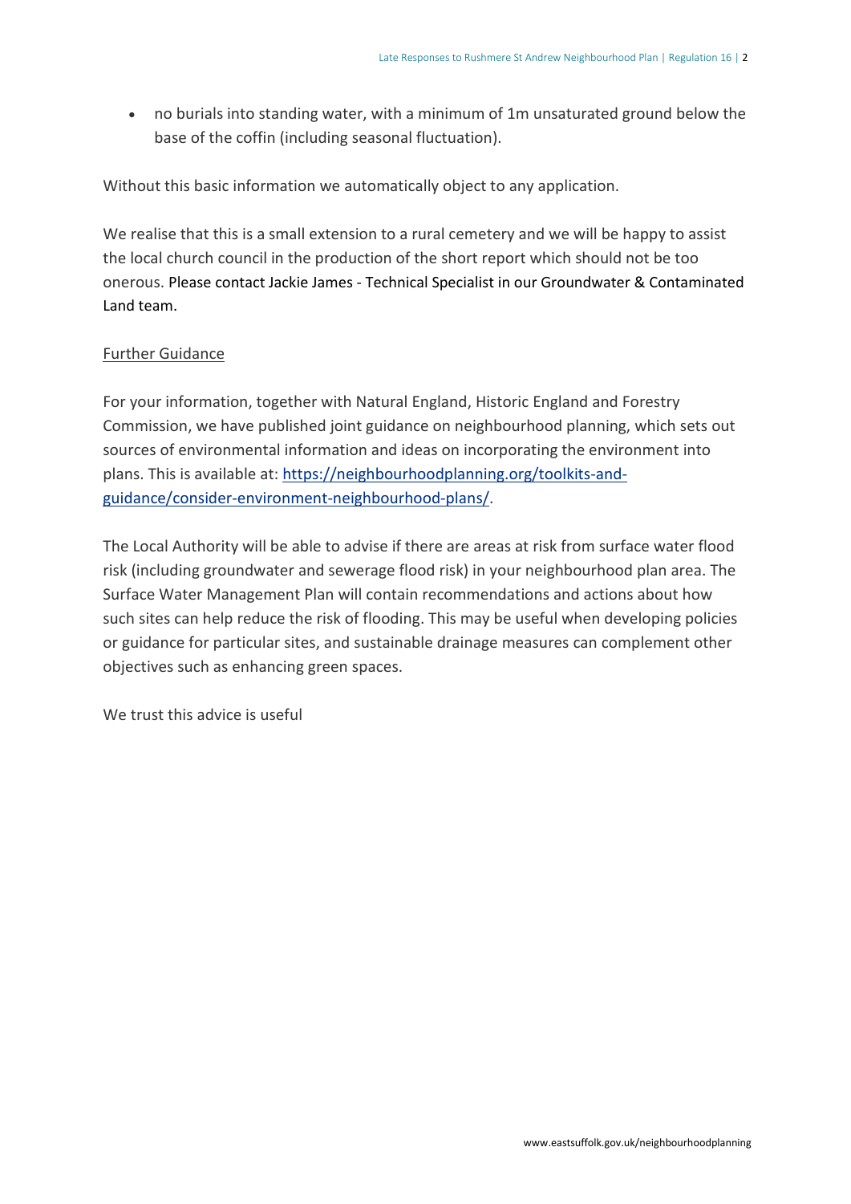- no burials into standing water, with a minimum of 1m unsaturated ground below the base of the coffin (including seasonal fluctuation).

Without this basic information we automatically object to any application.

We realise that this is a small extension to a rural cemetery and we will be happy to assist the local church council in the production of the short report which should not be too onerous. Please contact Jackie James - Technical Specialist in our Groundwater & Contaminated Land team.

Further Guidance

For your information, together with Natural England, Historic England and Forestry Commission, we have published joint guidance on neighbourhood planning, which sets out sources of environmental information and ideas on incorporating the environment into plans. This is available at: [https://neighbourhoodplanning.org/toolkits-and-guidance/consider-environment-neighbourhood-plans/](https://neighbourhoodplanning.org/toolkits-and-guidance/consider-environment-neighbourhood-plans/).

The Local Authority will be able to advise if there are areas at risk from surface water flood risk (including groundwater and sewerage flood risk) in your neighbourhood plan area. The Surface Water Management Plan will contain recommendations and actions about how such sites can help reduce the risk of flooding. This may be useful when developing policies or guidance for particular sites, and sustainable drainage measures can complement other objectives such as enhancing green spaces.

We trust this advice is useful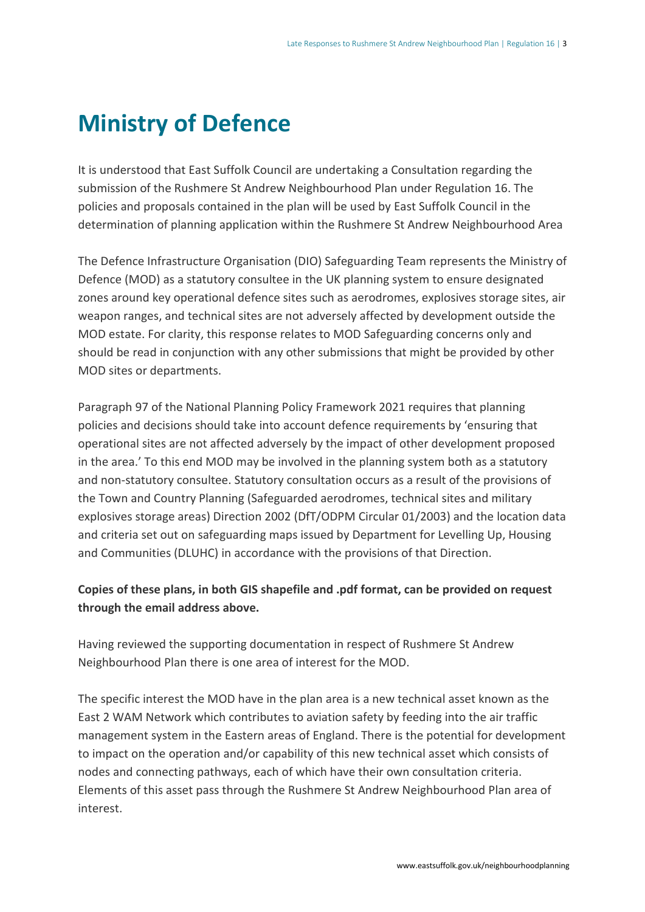# Ministry of Defence

It is understood that East Suffolk Council are undertaking a Consultation regarding the submission of the Rushmere St Andrew Neighbourhood Plan under Regulation 16. The policies and proposals contained in the plan will be used by East Suffolk Council in the determination of planning application within the Rushmere St Andrew Neighbourhood Area

The Defence Infrastructure Organisation (DIO) Safeguarding Team represents the Ministry of Defence (MOD) as a statutory consultee in the UK planning system to ensure designated zones around key operational defence sites such as aerodromes, explosives storage sites, air weapon ranges, and technical sites are not adversely affected by development outside the MOD estate. For clarity, this response relates to MOD Safeguarding concerns only and should be read in conjunction with any other submissions that might be provided by other MOD sites or departments.

Paragraph 97 of the National Planning Policy Framework 2021 requires that planning policies and decisions should take into account defence requirements by 'ensuring that operational sites are not affected adversely by the impact of other development proposed in the area.' To this end MOD may be involved in the planning system both as a statutory and non-statutory consultee. Statutory consultation occurs as a result of the provisions of the Town and Country Planning (Safeguarded aerodromes, technical sites and military explosives storage areas) Direction 2002 (DfT/ODPM Circular 01/2003) and the location data and criteria set out on safeguarding maps issued by Department for Levelling Up, Housing and Communities (DLUHC) in accordance with the provisions of that Direction.

**Copies of these plans, in both GIS shapefile and .pdf format, can be provided on request through the email address above.**

Having reviewed the supporting documentation in respect of Rushmere St Andrew Neighbourhood Plan there is one area of interest for the MOD.

The specific interest the MOD have in the plan area is a new technical asset known as the East 2 WAM Network which contributes to aviation safety by feeding into the air traffic management system in the Eastern areas of England. There is the potential for development to impact on the operation and/or capability of this new technical asset which consists of nodes and connecting pathways, each of which have their own consultation criteria. Elements of this asset pass through the Rushmere St Andrew Neighbourhood Plan area of interest.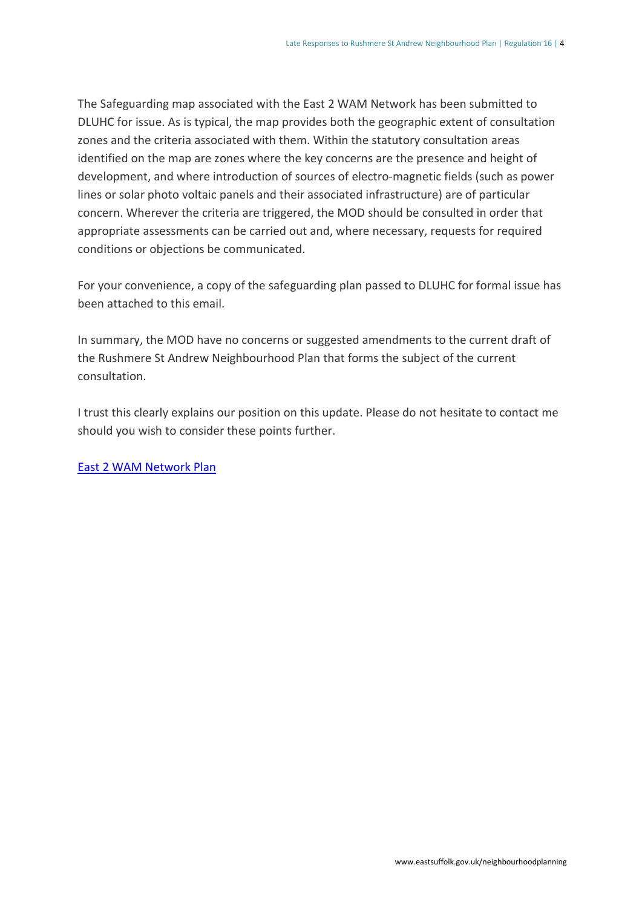The Safeguarding map associated with the East 2 WAM Network has been submitted to DLUHC for issue. As is typical, the map provides both the geographic extent of consultation zones and the criteria associated with them. Within the statutory consultation areas identified on the map are zones where the key concerns are the presence and height of development, and where introduction of sources of electro-magnetic fields (such as power lines or solar photo voltaic panels and their associated infrastructure) are of particular concern. Wherever the criteria are triggered, the MOD should be consulted in order that appropriate assessments can be carried out and, where necessary, requests for required conditions or objections be communicated.

For your convenience, a copy of the safeguarding plan passed to DLUHC for formal issue has been attached to this email.

In summary, the MOD have no concerns or suggested amendments to the current draft of the Rushmere St Andrew Neighbourhood Plan that forms the subject of the current consultation.

I trust this clearly explains our position on this update. Please do not hesitate to contact me should you wish to consider these points further.

East 2 WAM Network Plan